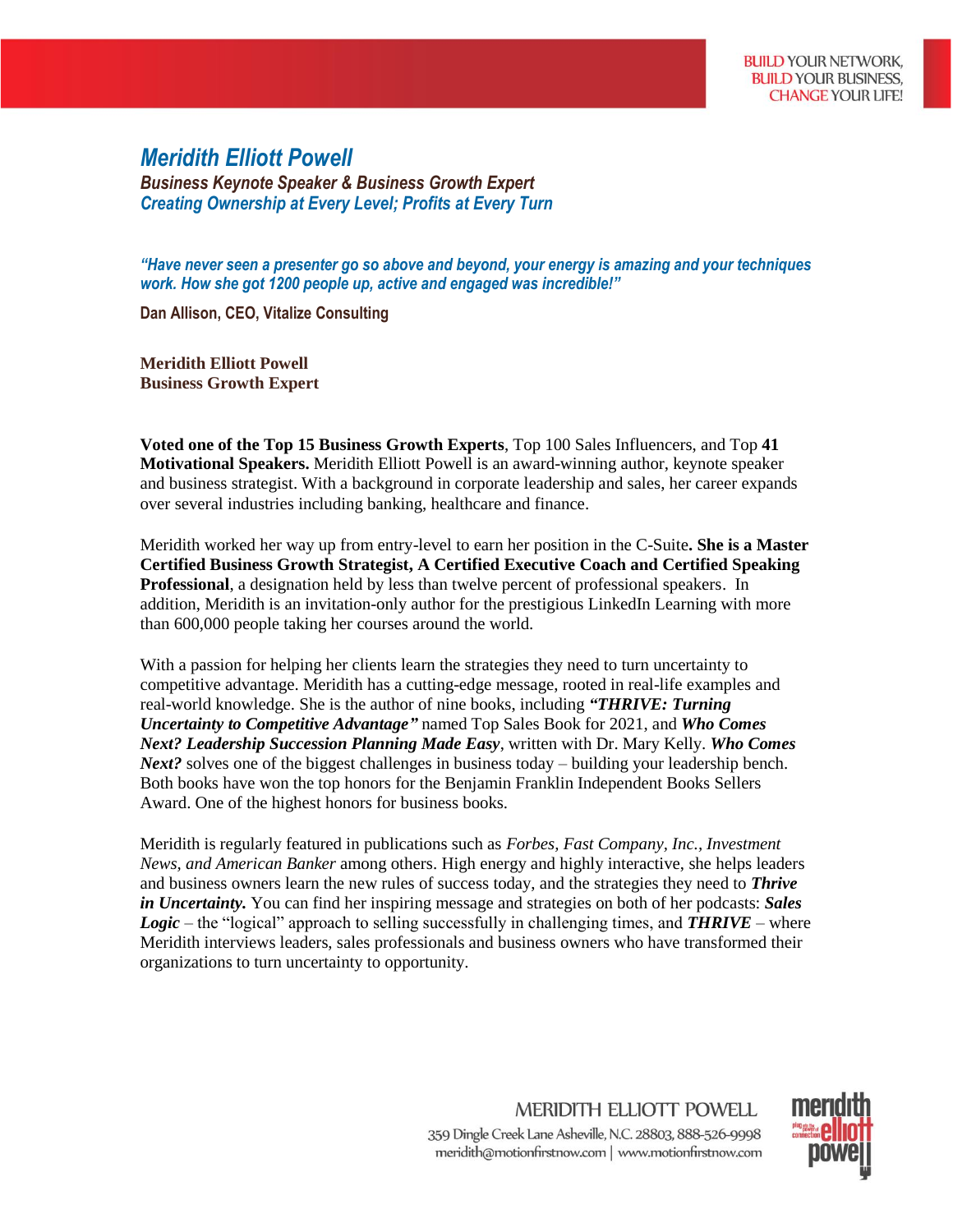BUILD YOUR NETWORK,
BUILD YOUR BUSINESS,
CHANGE YOUR LIFE!

# *Meridith Elliott Powell*

***Business Keynote Speaker & Business Growth Expert***
***Creating Ownership at Every Level; Profits at Every Turn***

***"Have never seen a presenter go so above and beyond, your energy is amazing and your techniques work. How she got 1200 people up, active and engaged was incredible!"***

**Dan Allison, CEO, Vitalize Consulting**

**Meridith Elliott Powell**
**Business Growth Expert**

**Voted one of the Top 15 Business Growth Experts**, Top 100 Sales Influencers, and Top **41 Motivational Speakers.** Meridith Elliott Powell is an award-winning author, keynote speaker and business strategist. With a background in corporate leadership and sales, her career expands over several industries including banking, healthcare and finance.

Meridith worked her way up from entry-level to earn her position in the C-Suite**. She is a Master Certified Business Growth Strategist, A Certified Executive Coach and Certified Speaking Professional**, a designation held by less than twelve percent of professional speakers. In addition, Meridith is an invitation-only author for the prestigious LinkedIn Learning with more than 600,000 people taking her courses around the world.

With a passion for helping her clients learn the strategies they need to turn uncertainty to competitive advantage. Meridith has a cutting-edge message, rooted in real-life examples and real-world knowledge. She is the author of nine books, including ***"THRIVE: Turning Uncertainty to Competitive Advantage"*** named Top Sales Book for 2021, and ***Who Comes Next? Leadership Succession Planning Made Easy***, written with Dr. Mary Kelly. ***Who Comes Next?*** solves one of the biggest challenges in business today – building your leadership bench. Both books have won the top honors for the Benjamin Franklin Independent Books Sellers Award. One of the highest honors for business books.

Meridith is regularly featured in publications such as *Forbes*, *Fast Company*, *Inc.*, *Investment News, and American Banker* among others. High energy and highly interactive, she helps leaders and business owners learn the new rules of success today, and the strategies they need to ***Thrive in Uncertainty.*** You can find her inspiring message and strategies on both of her podcasts: ***Sales Logic*** – the "logical" approach to selling successfully in challenging times, and ***THRIVE*** – where Meridith interviews leaders, sales professionals and business owners who have transformed their organizations to turn uncertainty to opportunity.

MERIDITH ELLIOTT POWELL
359 Dingle Creek Lane Asheville, N.C. 28803, 888-526-9998
meridith@motionfirstnow.com | www.motionfirstnow.com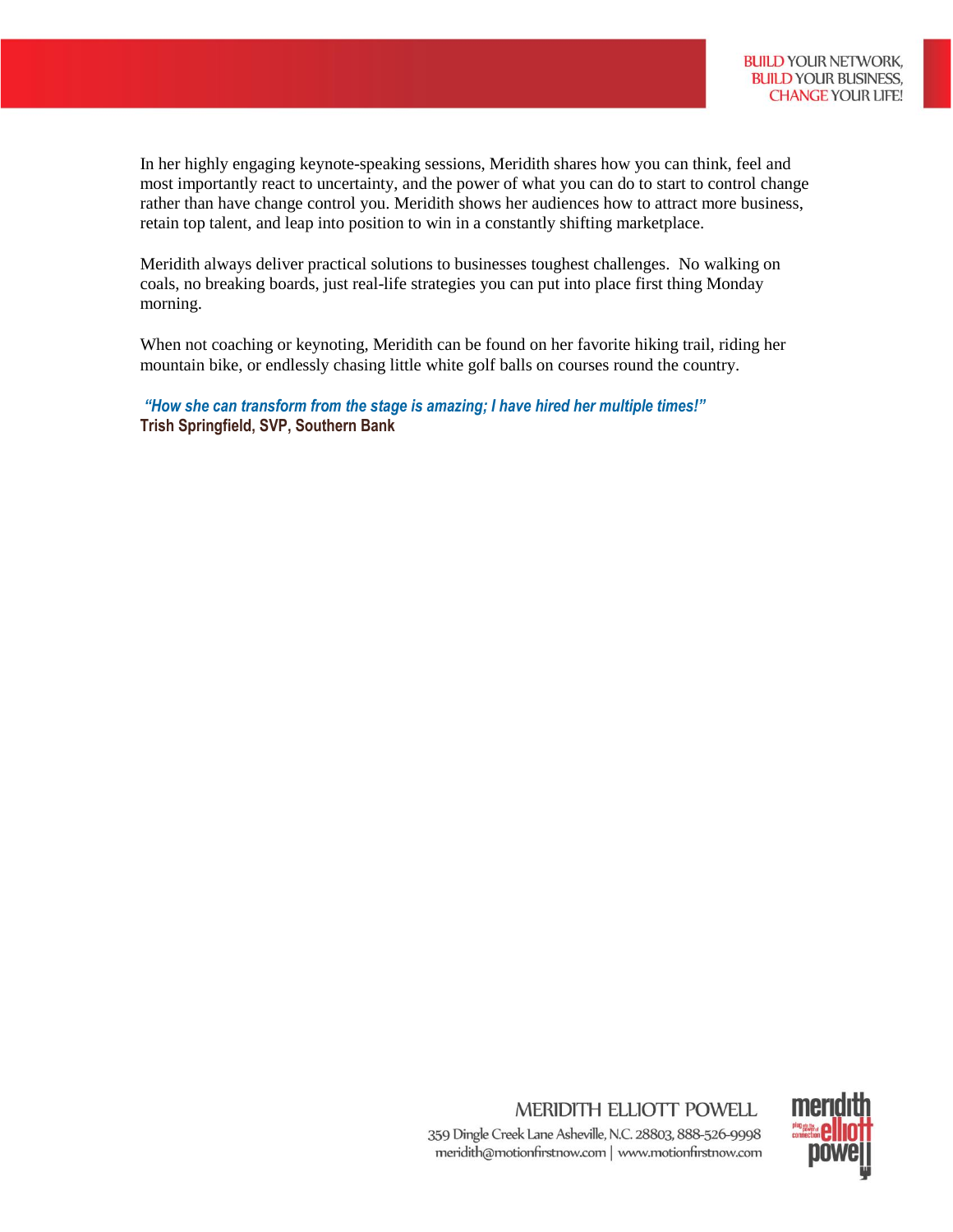In her highly engaging keynote-speaking sessions, Meridith shares how you can think, feel and most importantly react to uncertainty, and the power of what you can do to start to control change rather than have change control you. Meridith shows her audiences how to attract more business, retain top talent, and leap into position to win in a constantly shifting marketplace.

Meridith always deliver practical solutions to businesses toughest challenges. No walking on coals, no breaking boards, just real-life strategies you can put into place first thing Monday morning.

When not coaching or keynoting, Meridith can be found on her favorite hiking trail, riding her mountain bike, or endlessly chasing little white golf balls on courses round the country.

*"How she can transform from the stage is amazing; I have hired her multiple times!"*
**Trish Springfield, SVP, Southern Bank**